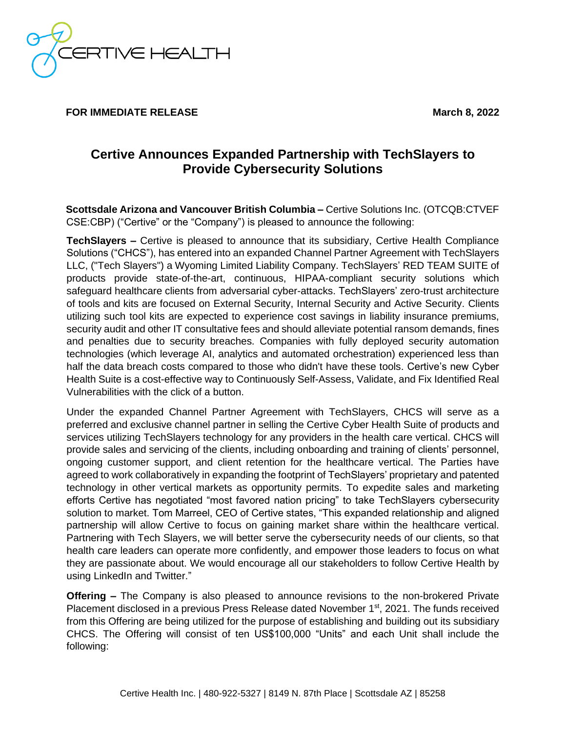**FOR IMMEDIATE RELEASE** **March 8, 2022**

# Certive Announces Expanded Partnership with TechSlayers to Provide Cybersecurity Solutions

**Scottsdale Arizona and Vancouver British Columbia –** Certive Solutions Inc. (OTCQB:CTVEF CSE:CBP) ("Certive" or the "Company") is pleased to announce the following:

**TechSlayers –** Certive is pleased to announce that its subsidiary, Certive Health Compliance Solutions ("CHCS"), has entered into an expanded Channel Partner Agreement with TechSlayers LLC, ("Tech Slayers") a Wyoming Limited Liability Company. TechSlayers' RED TEAM SUITE of products provide state-of-the-art, continuous, HIPAA-compliant security solutions which safeguard healthcare clients from adversarial cyber-attacks. TechSlayers' zero-trust architecture of tools and kits are focused on External Security, Internal Security and Active Security. Clients utilizing such tool kits are expected to experience cost savings in liability insurance premiums, security audit and other IT consultative fees and should alleviate potential ransom demands, fines and penalties due to security breaches. Companies with fully deployed security automation technologies (which leverage AI, analytics and automated orchestration) experienced less than half the data breach costs compared to those who didn't have these tools. Certive's new Cyber Health Suite is a cost-effective way to Continuously Self-Assess, Validate, and Fix Identified Real Vulnerabilities with the click of a button.

Under the expanded Channel Partner Agreement with TechSlayers, CHCS will serve as a preferred and exclusive channel partner in selling the Certive Cyber Health Suite of products and services utilizing TechSlayers technology for any providers in the health care vertical. CHCS will provide sales and servicing of the clients, including onboarding and training of clients' personnel, ongoing customer support, and client retention for the healthcare vertical. The Parties have agreed to work collaboratively in expanding the footprint of TechSlayers' proprietary and patented technology in other vertical markets as opportunity permits. To expedite sales and marketing efforts Certive has negotiated "most favored nation pricing" to take TechSlayers cybersecurity solution to market. Tom Marreel, CEO of Certive states, "This expanded relationship and aligned partnership will allow Certive to focus on gaining market share within the healthcare vertical. Partnering with Tech Slayers, we will better serve the cybersecurity needs of our clients, so that health care leaders can operate more confidently, and empower those leaders to focus on what they are passionate about. We would encourage all our stakeholders to follow Certive Health by using LinkedIn and Twitter."

**Offering –** The Company is also pleased to announce revisions to the non-brokered Private Placement disclosed in a previous Press Release dated November 1st, 2021. The funds received from this Offering are being utilized for the purpose of establishing and building out its subsidiary CHCS. The Offering will consist of ten US$100,000 "Units" and each Unit shall include the following: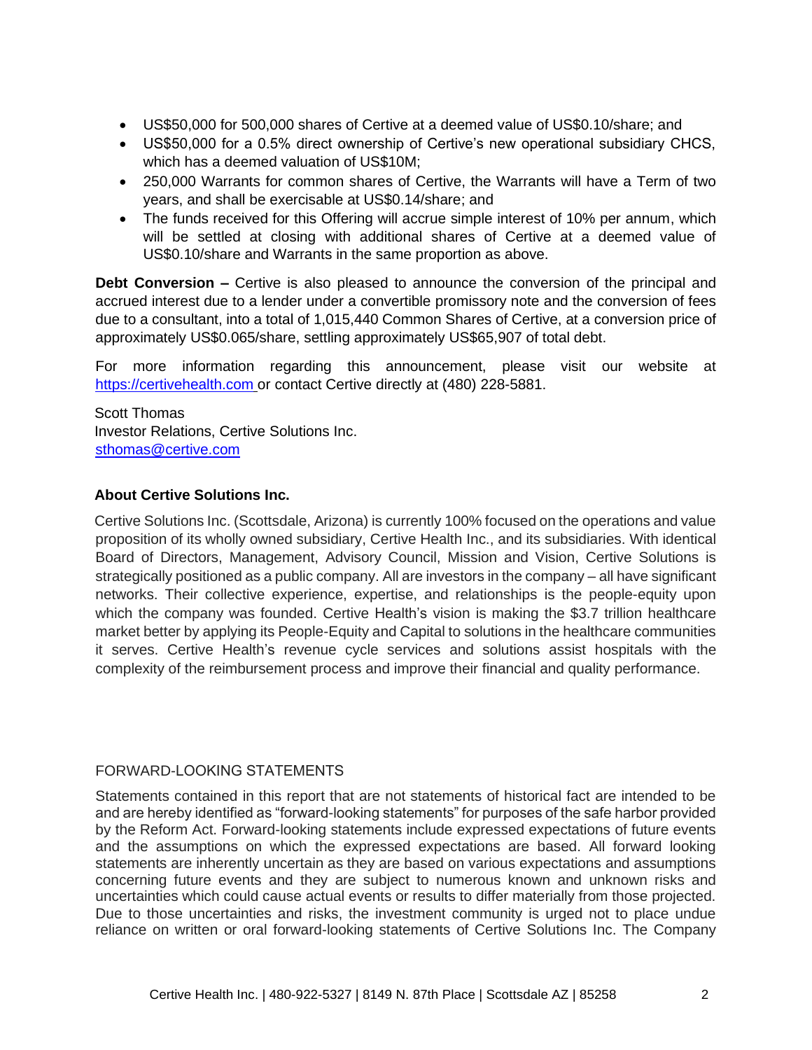- US$50,000 for 500,000 shares of Certive at a deemed value of US$0.10/share; and
- US$50,000 for a 0.5% direct ownership of Certive's new operational subsidiary CHCS, which has a deemed valuation of US$10M;
- 250,000 Warrants for common shares of Certive, the Warrants will have a Term of two years, and shall be exercisable at US$0.14/share; and
- The funds received for this Offering will accrue simple interest of 10% per annum, which will be settled at closing with additional shares of Certive at a deemed value of US$0.10/share and Warrants in the same proportion as above.

**Debt Conversion –** Certive is also pleased to announce the conversion of the principal and accrued interest due to a lender under a convertible promissory note and the conversion of fees due to a consultant, into a total of 1,015,440 Common Shares of Certive, at a conversion price of approximately US$0.065/share, settling approximately US$65,907 of total debt.

For more information regarding this announcement, please visit our website at https://certivehealth.com or contact Certive directly at (480) 228-5881.

Scott Thomas
Investor Relations, Certive Solutions Inc.
sthomas@certive.com

**About Certive Solutions Inc.**

Certive Solutions Inc. (Scottsdale, Arizona) is currently 100% focused on the operations and value proposition of its wholly owned subsidiary, Certive Health Inc., and its subsidiaries. With identical Board of Directors, Management, Advisory Council, Mission and Vision, Certive Solutions is strategically positioned as a public company. All are investors in the company – all have significant networks. Their collective experience, expertise, and relationships is the people-equity upon which the company was founded. Certive Health's vision is making the $3.7 trillion healthcare market better by applying its People-Equity and Capital to solutions in the healthcare communities it serves. Certive Health's revenue cycle services and solutions assist hospitals with the complexity of the reimbursement process and improve their financial and quality performance.

FORWARD-LOOKING STATEMENTS

Statements contained in this report that are not statements of historical fact are intended to be and are hereby identified as "forward-looking statements" for purposes of the safe harbor provided by the Reform Act. Forward-looking statements include expressed expectations of future events and the assumptions on which the expressed expectations are based. All forward looking statements are inherently uncertain as they are based on various expectations and assumptions concerning future events and they are subject to numerous known and unknown risks and uncertainties which could cause actual events or results to differ materially from those projected. Due to those uncertainties and risks, the investment community is urged not to place undue reliance on written or oral forward-looking statements of Certive Solutions Inc. The Company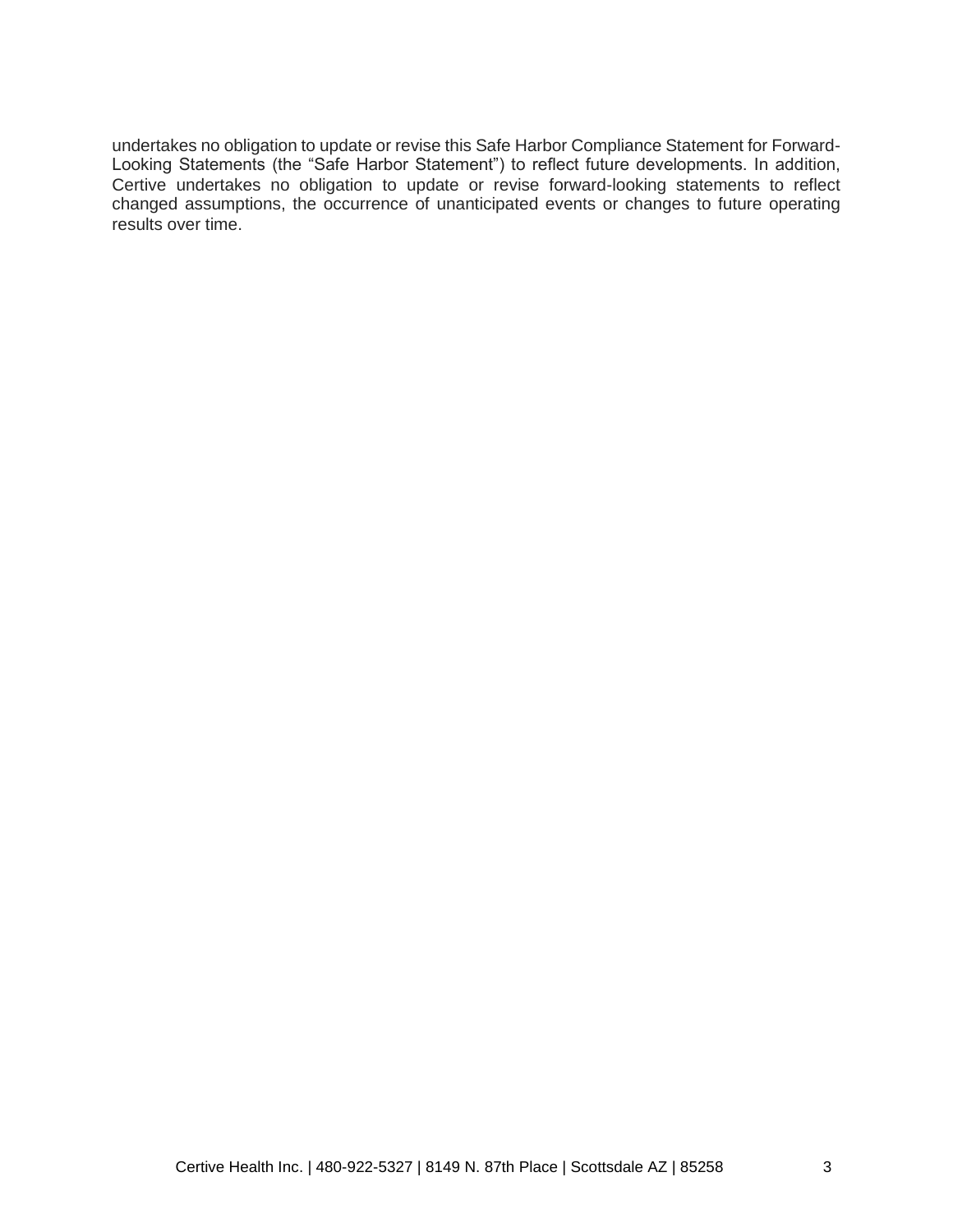undertakes no obligation to update or revise this Safe Harbor Compliance Statement for Forward-Looking Statements (the "Safe Harbor Statement") to reflect future developments. In addition, Certive undertakes no obligation to update or revise forward-looking statements to reflect changed assumptions, the occurrence of unanticipated events or changes to future operating results over time.